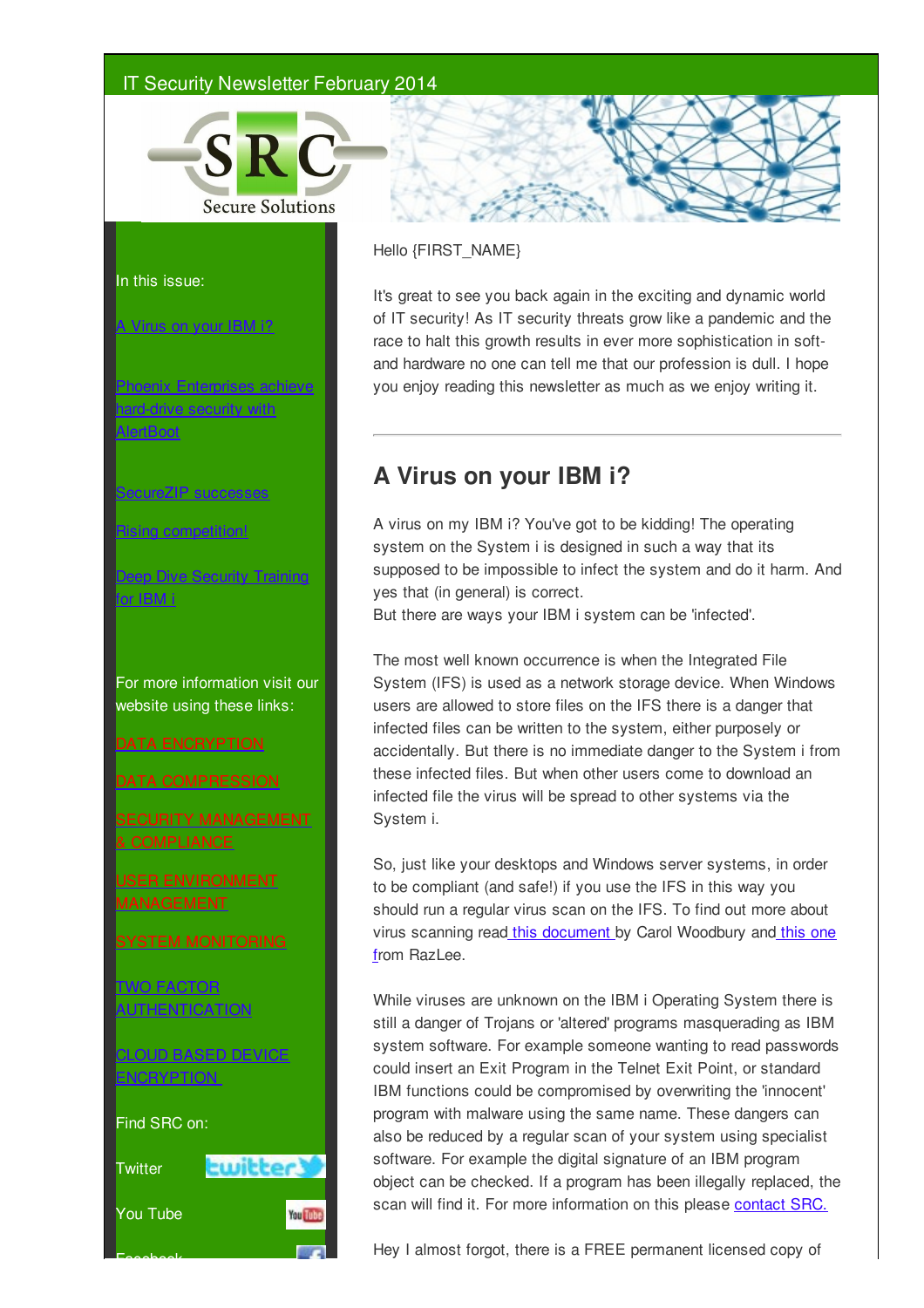IT Security Newsletter February 2014

SRC Secure Solutions

In this issue:

[A Virus on your IBM i?]

[Phoenix Enterprises achieve hard-drive security with AlertBoot]

[SecureZIP successes]

[Rising competition!]

[Deep Dive Security Training for IBM i]

For more information visit our website using these links:

[DATA ENCRYPTION]

[DATA COMPRESSION]

[SECURITY MANAGEMENT & COMPLIANCE]

[USER ENVIRONMENT MANAGEMENT]

[SYSTEM MONITORING]

[TWO FACTOR AUTHENTICATION]

[CLOUD BASED DEVICE ENCRYPTION]

Find SRC on:

Twitter

You Tube

Facebook

Hello {FIRST_NAME}

It's great to see you back again in the exciting and dynamic world of IT security! As IT security threats grow like a pandemic and the race to halt this growth results in ever more sophistication in soft- and hardware no one can tell me that our profession is dull. I hope you enjoy reading this newsletter as much as we enjoy writing it.

---

## A Virus on your IBM i?

A virus on my IBM i? You've got to be kidding! The operating system on the System i is designed in such a way that its supposed to be impossible to infect the system and do it harm. And yes that (in general) is correct.
But there are ways your IBM i system can be 'infected'.

The most well known occurrence is when the Integrated File System (IFS) is used as a network storage device. When Windows users are allowed to store files on the IFS there is a danger that infected files can be written to the system, either purposely or accidentally. But there is no immediate danger to the System i from these infected files. But when other users come to download an infected file the virus will be spread to other systems via the System i.

So, just like your desktops and Windows server systems, in order to be compliant (and safe!) if you use the IFS in this way you should run a regular virus scan on the IFS. To find out more about virus scanning read [this document] by Carol Woodbury and [this one] from RazLee.

While viruses are unknown on the IBM i Operating System there is still a danger of Trojans or 'altered' programs masquerading as IBM system software. For example someone wanting to read passwords could insert an Exit Program in the Telnet Exit Point, or standard IBM functions could be compromised by overwriting the 'innocent' program with malware using the same name. These dangers can also be reduced by a regular scan of your system using specialist software. For example the digital signature of an IBM program object can be checked. If a program has been illegally replaced, the scan will find it. For more information on this please [contact SRC.]

Hey I almost forgot, there is a FREE permanent licensed copy of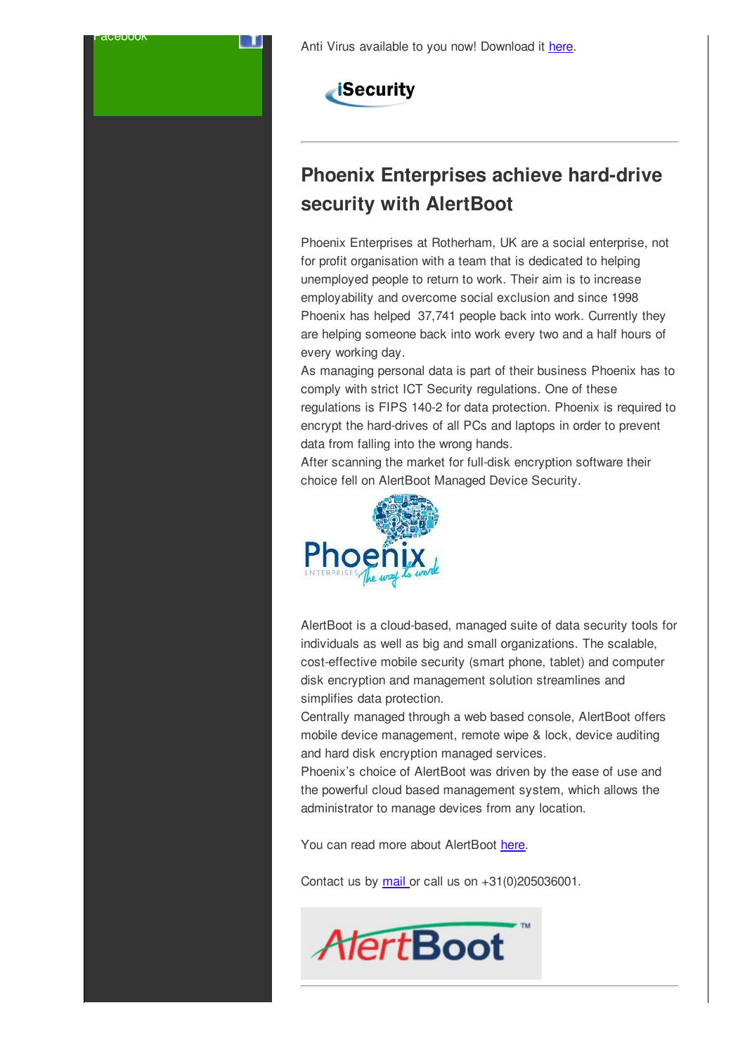Facebook

Anti Virus available to you now! Download it here.

## Phoenix Enterprises achieve hard-drive security with AlertBoot

Phoenix Enterprises at Rotherham, UK are a social enterprise, not for profit organisation with a team that is dedicated to helping unemployed people to return to work. Their aim is to increase employability and overcome social exclusion and since 1998 Phoenix has helped 37,741 people back into work. Currently they are helping someone back into work every two and a half hours of every working day.

As managing personal data is part of their business Phoenix has to comply with strict ICT Security regulations. One of these regulations is FIPS 140-2 for data protection. Phoenix is required to encrypt the hard-drives of all PCs and laptops in order to prevent data from falling into the wrong hands.

After scanning the market for full-disk encryption software their choice fell on AlertBoot Managed Device Security.

AlertBoot is a cloud-based, managed suite of data security tools for individuals as well as big and small organizations. The scalable, cost-effective mobile security (smart phone, tablet) and computer disk encryption and management solution streamlines and simplifies data protection.

Centrally managed through a web based console, AlertBoot offers mobile device management, remote wipe & lock, device auditing and hard disk encryption managed services.

Phoenix's choice of AlertBoot was driven by the ease of use and the powerful cloud based management system, which allows the administrator to manage devices from any location.

You can read more about AlertBoot here.

Contact us by mail or call us on +31(0)205036001.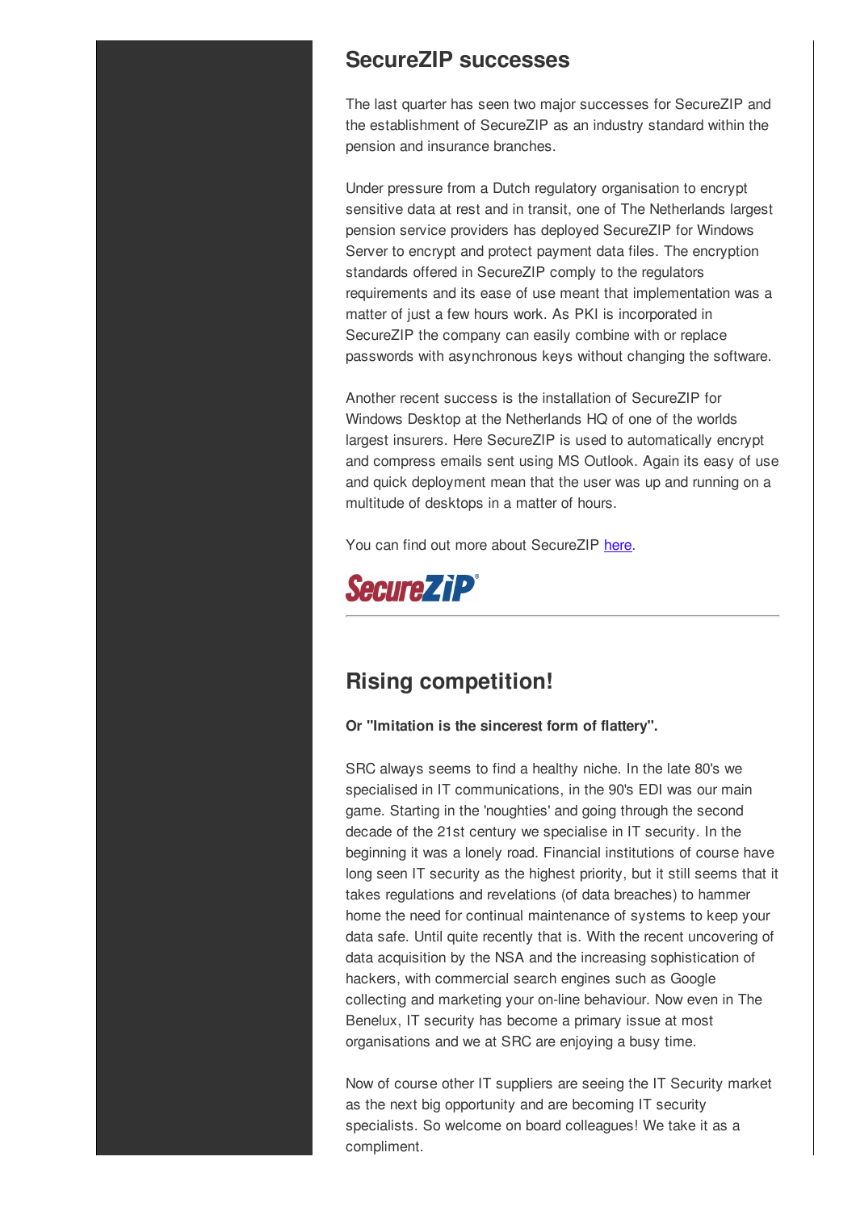## SecureZIP successes

The last quarter has seen two major successes for SecureZIP and the establishment of SecureZIP as an industry standard within the pension and insurance branches.

Under pressure from a Dutch regulatory organisation to encrypt sensitive data at rest and in transit, one of The Netherlands largest pension service providers has deployed SecureZIP for Windows Server to encrypt and protect payment data files. The encryption standards offered in SecureZIP comply to the regulators requirements and its ease of use meant that implementation was a matter of just a few hours work. As PKI is incorporated in SecureZIP the company can easily combine with or replace passwords with asynchronous keys without changing the software.

Another recent success is the installation of SecureZIP for Windows Desktop at the Netherlands HQ of one of the worlds largest insurers. Here SecureZIP is used to automatically encrypt and compress emails sent using MS Outlook. Again its easy of use and quick deployment mean that the user was up and running on a multitude of desktops in a matter of hours.

You can find out more about SecureZIP [here](#).

SecureZIP®

---

## Rising competition!

**Or "Imitation is the sincerest form of flattery".**

SRC always seems to find a healthy niche. In the late 80's we specialised in IT communications, in the 90's EDI was our main game. Starting in the 'noughties' and going through the second decade of the 21st century we specialise in IT security. In the beginning it was a lonely road. Financial institutions of course have long seen IT security as the highest priority, but it still seems that it takes regulations and revelations (of data breaches) to hammer home the need for continual maintenance of systems to keep your data safe. Until quite recently that is. With the recent uncovering of data acquisition by the NSA and the increasing sophistication of hackers, with commercial search engines such as Google collecting and marketing your on-line behaviour. Now even in The Benelux, IT security has become a primary issue at most organisations and we at SRC are enjoying a busy time.

Now of course other IT suppliers are seeing the IT Security market as the next big opportunity and are becoming IT security specialists. So welcome on board colleagues! We take it as a compliment.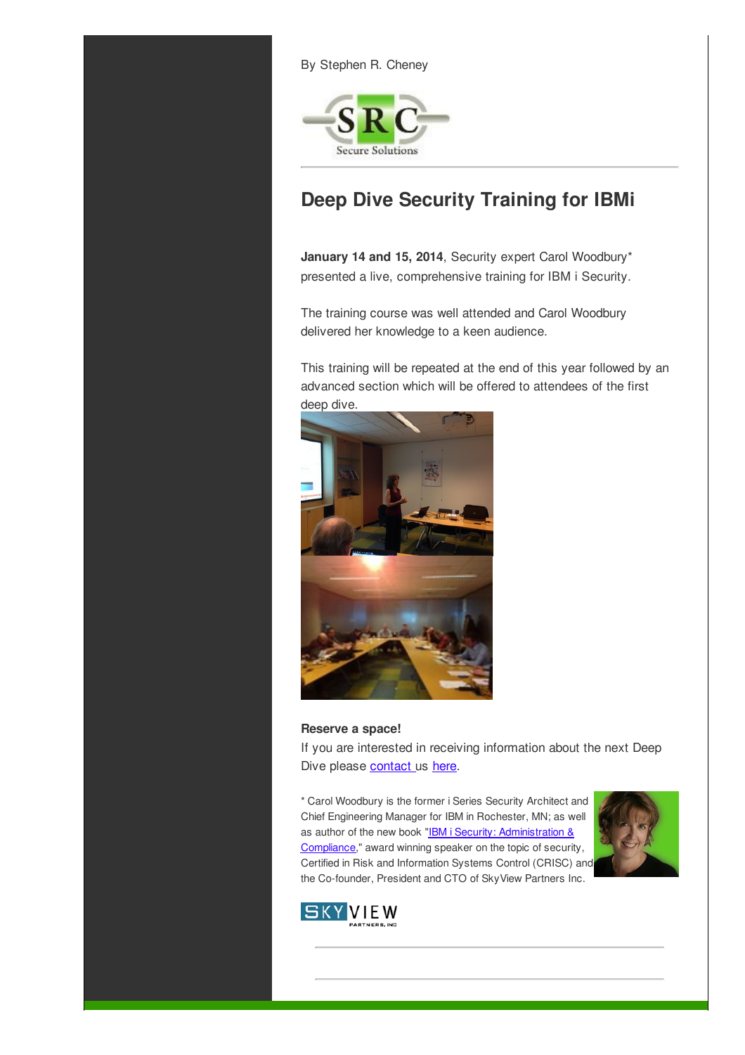By Stephen R. Cheney

SRC Secure Solutions

# Deep Dive Security Training for IBMi

**January 14 and 15, 2014**, Security expert Carol Woodbury* presented a live, comprehensive training for IBM i Security.

The training course was well attended and Carol Woodbury delivered her knowledge to a keen audience.

This training will be repeated at the end of this year followed by an advanced section which will be offered to attendees of the first deep dive.

**Reserve a space!**

If you are interested in receiving information about the next Deep Dive please contact us here.

* Carol Woodbury is the former i Series Security Architect and Chief Engineering Manager for IBM in Rochester, MN; as well as author of the new book "IBM i Security: Administration & Compliance," award winning speaker on the topic of security, Certified in Risk and Information Systems Control (CRISC) and the Co-founder, President and CTO of SkyView Partners Inc.

SKYVIEW PARTNERS, INC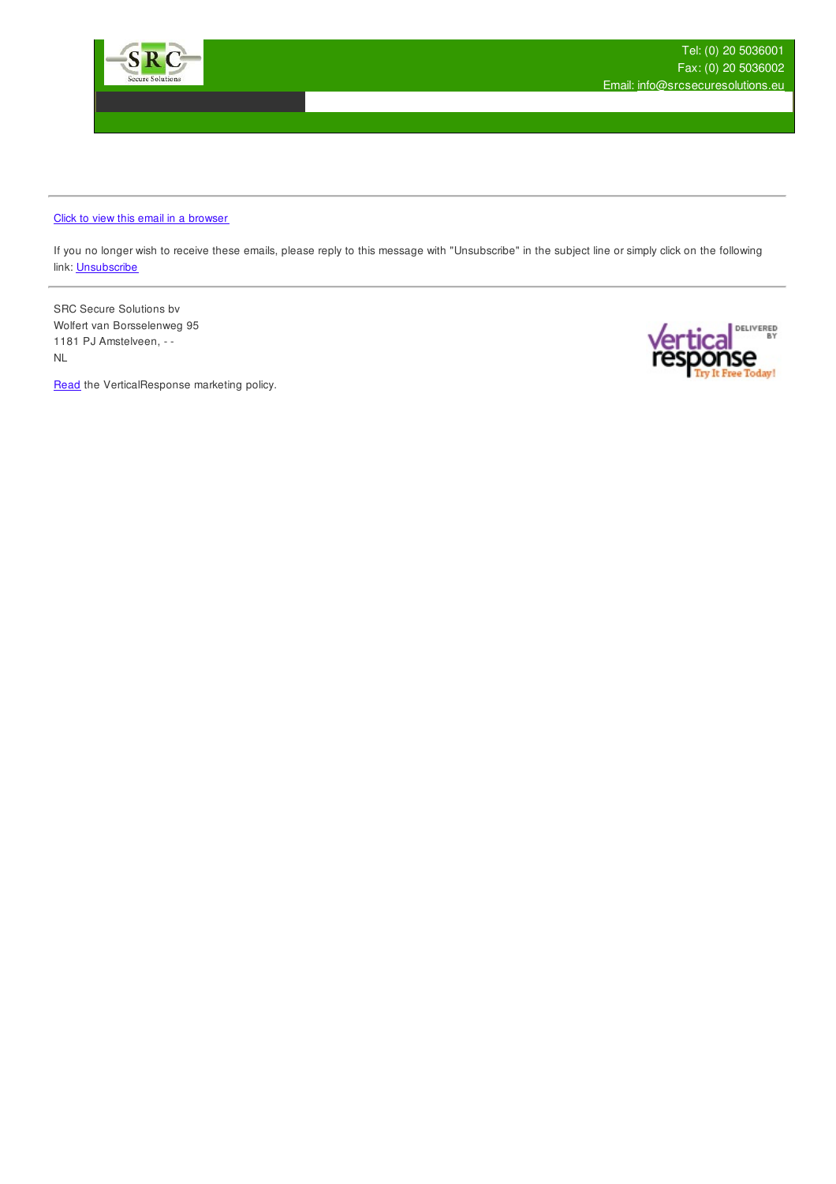Tel: (0) 20 5036001

Fax: (0) 20 5036002

Email: info@srcsecuresolutions.eu

---

Click to view this email in a browser

If you no longer wish to receive these emails, please reply to this message with "Unsubscribe" in the subject line or simply click on the following link: Unsubscribe

---

SRC Secure Solutions bv
Wolfert van Borsselenweg 95
1181 PJ Amstelveen, - -
NL

Read the VerticalResponse marketing policy.